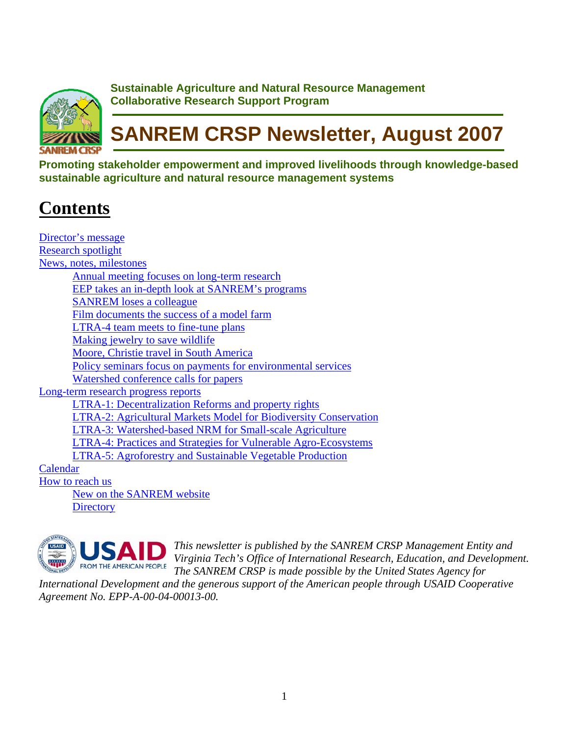**Sustainable Agriculture and Natural Resource Management**
**Collaborative Research Support Program**

# SANREM CRSP Newsletter, August 2007

**Promoting stakeholder empowerment and improved livelihoods through knowledge-based sustainable agriculture and natural resource management systems**

## Contents

- Director's message
- Research spotlight
- News, notes, milestones
  - Annual meeting focuses on long-term research
  - EEP takes an in-depth look at SANREM's programs
  - SANREM loses a colleague
  - Film documents the success of a model farm
  - LTRA-4 team meets to fine-tune plans
  - Making jewelry to save wildlife
  - Moore, Christie travel in South America
  - Policy seminars focus on payments for environmental services
  - Watershed conference calls for papers
- Long-term research progress reports
  - LTRA-1: Decentralization Reforms and property rights
  - LTRA-2: Agricultural Markets Model for Biodiversity Conservation
  - LTRA-3: Watershed-based NRM for Small-scale Agriculture
  - LTRA-4: Practices and Strategies for Vulnerable Agro-Ecosystems
  - LTRA-5: Agroforestry and Sustainable Vegetable Production
- Calendar
- How to reach us
  - New on the SANREM website
  - Directory

*This newsletter is published by the SANREM CRSP Management Entity and Virginia Tech's Office of International Research, Education, and Development. The SANREM CRSP is made possible by the United States Agency for International Development and the generous support of the American people through USAID Cooperative Agreement No. EPP-A-00-04-00013-00.*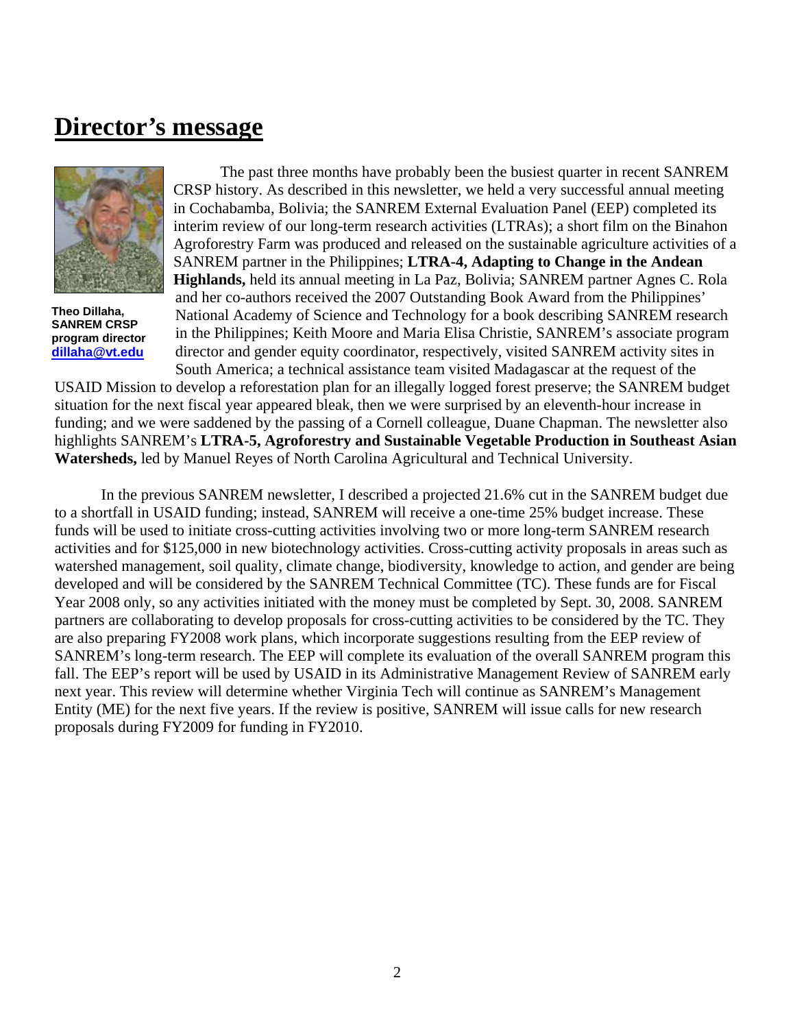# Director's message

**Theo Dillaha, SANREM CRSP program director**
**dillaha@vt.edu**

The past three months have probably been the busiest quarter in recent SANREM CRSP history. As described in this newsletter, we held a very successful annual meeting in Cochabamba, Bolivia; the SANREM External Evaluation Panel (EEP) completed its interim review of our long-term research activities (LTRAs); a short film on the Binahon Agroforestry Farm was produced and released on the sustainable agriculture activities of a SANREM partner in the Philippines; **LTRA-4, Adapting to Change in the Andean Highlands,** held its annual meeting in La Paz, Bolivia; SANREM partner Agnes C. Rola and her co-authors received the 2007 Outstanding Book Award from the Philippines' National Academy of Science and Technology for a book describing SANREM research in the Philippines; Keith Moore and Maria Elisa Christie, SANREM's associate program director and gender equity coordinator, respectively, visited SANREM activity sites in South America; a technical assistance team visited Madagascar at the request of the USAID Mission to develop a reforestation plan for an illegally logged forest preserve; the SANREM budget situation for the next fiscal year appeared bleak, then we were surprised by an eleventh-hour increase in funding; and we were saddened by the passing of a Cornell colleague, Duane Chapman. The newsletter also highlights SANREM's **LTRA-5, Agroforestry and Sustainable Vegetable Production in Southeast Asian Watersheds,** led by Manuel Reyes of North Carolina Agricultural and Technical University.

In the previous SANREM newsletter, I described a projected 21.6% cut in the SANREM budget due to a shortfall in USAID funding; instead, SANREM will receive a one-time 25% budget increase. These funds will be used to initiate cross-cutting activities involving two or more long-term SANREM research activities and for $125,000 in new biotechnology activities. Cross-cutting activity proposals in areas such as watershed management, soil quality, climate change, biodiversity, knowledge to action, and gender are being developed and will be considered by the SANREM Technical Committee (TC). These funds are for Fiscal Year 2008 only, so any activities initiated with the money must be completed by Sept. 30, 2008. SANREM partners are collaborating to develop proposals for cross-cutting activities to be considered by the TC. They are also preparing FY2008 work plans, which incorporate suggestions resulting from the EEP review of SANREM's long-term research. The EEP will complete its evaluation of the overall SANREM program this fall. The EEP's report will be used by USAID in its Administrative Management Review of SANREM early next year. This review will determine whether Virginia Tech will continue as SANREM's Management Entity (ME) for the next five years. If the review is positive, SANREM will issue calls for new research proposals during FY2009 for funding in FY2010.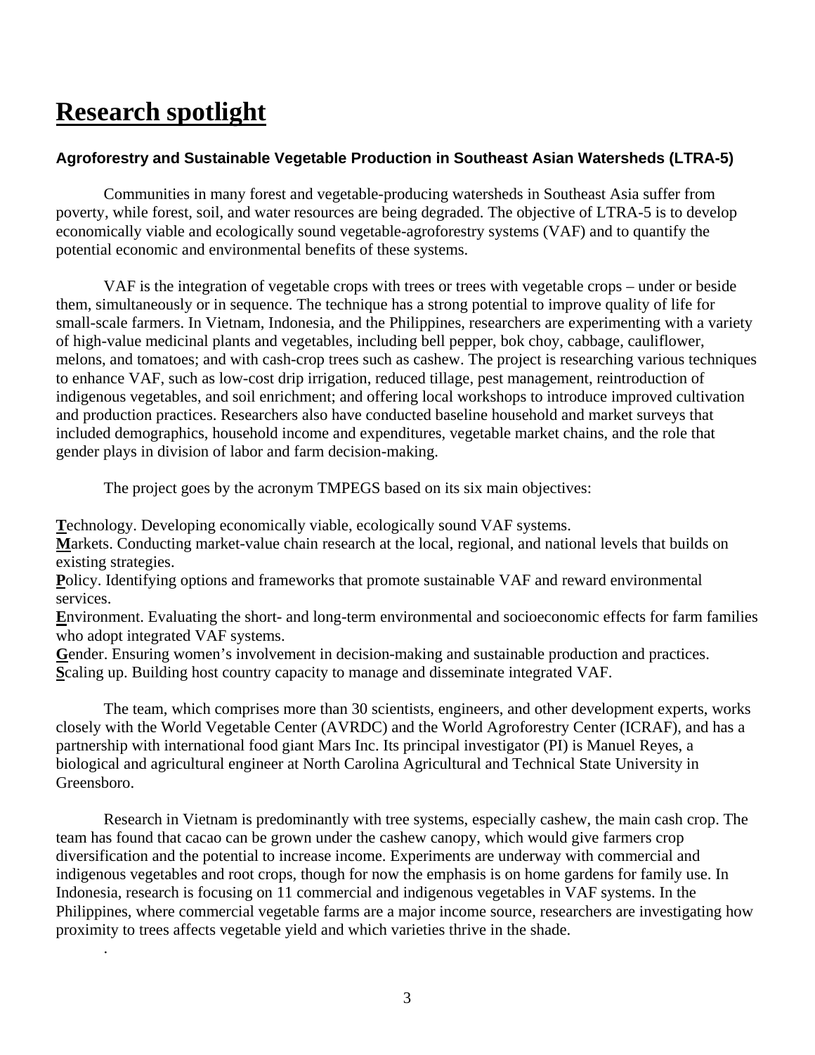# Research spotlight

### Agroforestry and Sustainable Vegetable Production in Southeast Asian Watersheds (LTRA-5)

Communities in many forest and vegetable-producing watersheds in Southeast Asia suffer from poverty, while forest, soil, and water resources are being degraded. The objective of LTRA-5 is to develop economically viable and ecologically sound vegetable-agroforestry systems (VAF) and to quantify the potential economic and environmental benefits of these systems.

VAF is the integration of vegetable crops with trees or trees with vegetable crops – under or beside them, simultaneously or in sequence. The technique has a strong potential to improve quality of life for small-scale farmers. In Vietnam, Indonesia, and the Philippines, researchers are experimenting with a variety of high-value medicinal plants and vegetables, including bell pepper, bok choy, cabbage, cauliflower, melons, and tomatoes; and with cash-crop trees such as cashew. The project is researching various techniques to enhance VAF, such as low-cost drip irrigation, reduced tillage, pest management, reintroduction of indigenous vegetables, and soil enrichment; and offering local workshops to introduce improved cultivation and production practices. Researchers also have conducted baseline household and market surveys that included demographics, household income and expenditures, vegetable market chains, and the role that gender plays in division of labor and farm decision-making.

The project goes by the acronym TMPEGS based on its six main objectives:

**T**echnology. Developing economically viable, ecologically sound VAF systems.
**M**arkets. Conducting market-value chain research at the local, regional, and national levels that builds on existing strategies.
**P**olicy. Identifying options and frameworks that promote sustainable VAF and reward environmental services.
**E**nvironment. Evaluating the short- and long-term environmental and socioeconomic effects for farm families who adopt integrated VAF systems.
**G**ender. Ensuring women's involvement in decision-making and sustainable production and practices.
**S**caling up. Building host country capacity to manage and disseminate integrated VAF.

The team, which comprises more than 30 scientists, engineers, and other development experts, works closely with the World Vegetable Center (AVRDC) and the World Agroforestry Center (ICRAF), and has a partnership with international food giant Mars Inc. Its principal investigator (PI) is Manuel Reyes, a biological and agricultural engineer at North Carolina Agricultural and Technical State University in Greensboro.

Research in Vietnam is predominantly with tree systems, especially cashew, the main cash crop. The team has found that cacao can be grown under the cashew canopy, which would give farmers crop diversification and the potential to increase income. Experiments are underway with commercial and indigenous vegetables and root crops, though for now the emphasis is on home gardens for family use. In Indonesia, research is focusing on 11 commercial and indigenous vegetables in VAF systems. In the Philippines, where commercial vegetable farms are a major income source, researchers are investigating how proximity to trees affects vegetable yield and which varieties thrive in the shade.

.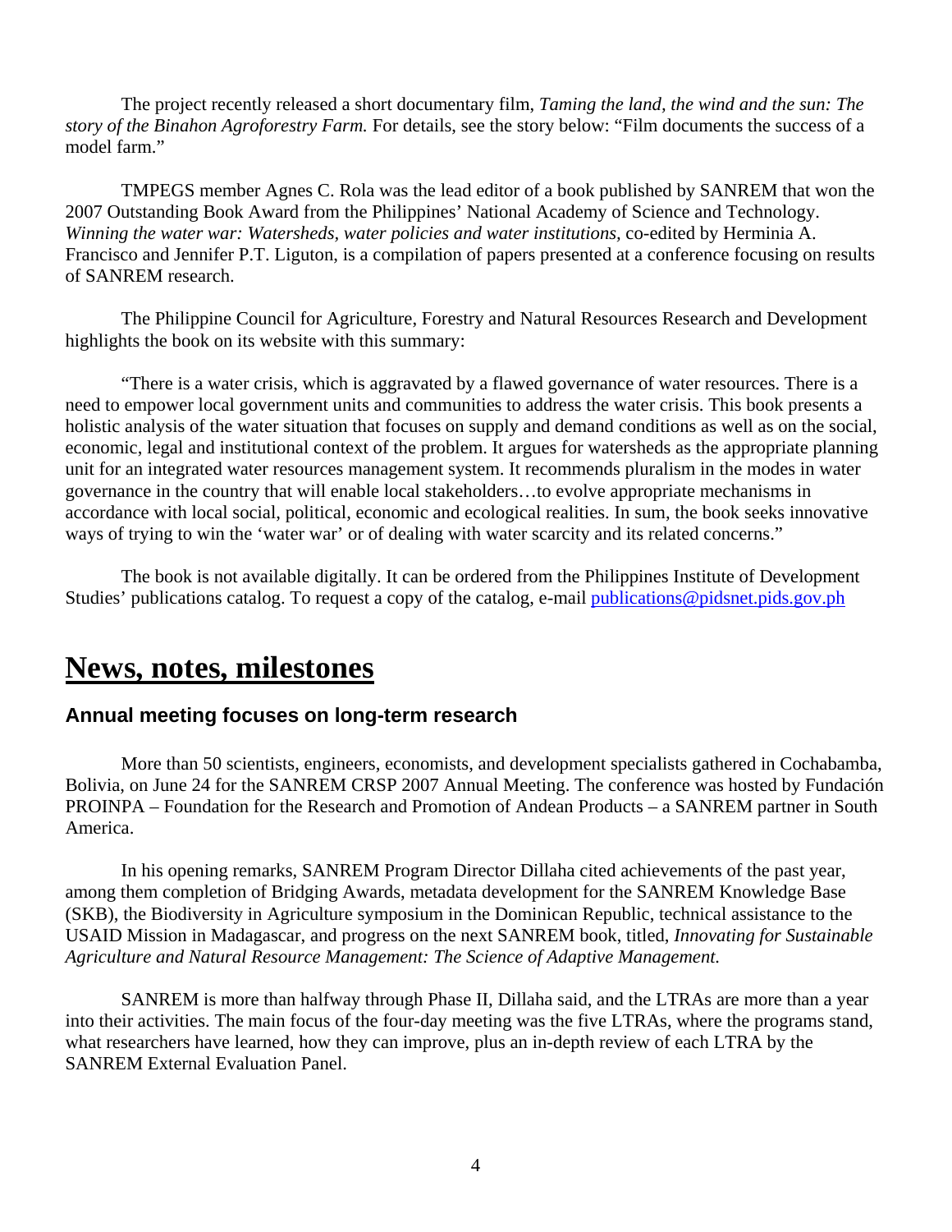The project recently released a short documentary film, *Taming the land, the wind and the sun: The story of the Binahon Agroforestry Farm.* For details, see the story below: "Film documents the success of a model farm."

TMPEGS member Agnes C. Rola was the lead editor of a book published by SANREM that won the 2007 Outstanding Book Award from the Philippines' National Academy of Science and Technology. *Winning the water war: Watersheds, water policies and water institutions,* co-edited by Herminia A. Francisco and Jennifer P.T. Liguton, is a compilation of papers presented at a conference focusing on results of SANREM research.

The Philippine Council for Agriculture, Forestry and Natural Resources Research and Development highlights the book on its website with this summary:

"There is a water crisis, which is aggravated by a flawed governance of water resources. There is a need to empower local government units and communities to address the water crisis. This book presents a holistic analysis of the water situation that focuses on supply and demand conditions as well as on the social, economic, legal and institutional context of the problem. It argues for watersheds as the appropriate planning unit for an integrated water resources management system. It recommends pluralism in the modes in water governance in the country that will enable local stakeholders…to evolve appropriate mechanisms in accordance with local social, political, economic and ecological realities. In sum, the book seeks innovative ways of trying to win the 'water war' or of dealing with water scarcity and its related concerns."

The book is not available digitally. It can be ordered from the Philippines Institute of Development Studies' publications catalog. To request a copy of the catalog, e-mail publications@pidsnet.pids.gov.ph

# News, notes, milestones

## Annual meeting focuses on long-term research

More than 50 scientists, engineers, economists, and development specialists gathered in Cochabamba, Bolivia, on June 24 for the SANREM CRSP 2007 Annual Meeting. The conference was hosted by Fundación PROINPA – Foundation for the Research and Promotion of Andean Products – a SANREM partner in South America.

In his opening remarks, SANREM Program Director Dillaha cited achievements of the past year, among them completion of Bridging Awards, metadata development for the SANREM Knowledge Base (SKB), the Biodiversity in Agriculture symposium in the Dominican Republic, technical assistance to the USAID Mission in Madagascar, and progress on the next SANREM book, titled, *Innovating for Sustainable Agriculture and Natural Resource Management: The Science of Adaptive Management.*

SANREM is more than halfway through Phase II, Dillaha said, and the LTRAs are more than a year into their activities. The main focus of the four-day meeting was the five LTRAs, where the programs stand, what researchers have learned, how they can improve, plus an in-depth review of each LTRA by the SANREM External Evaluation Panel.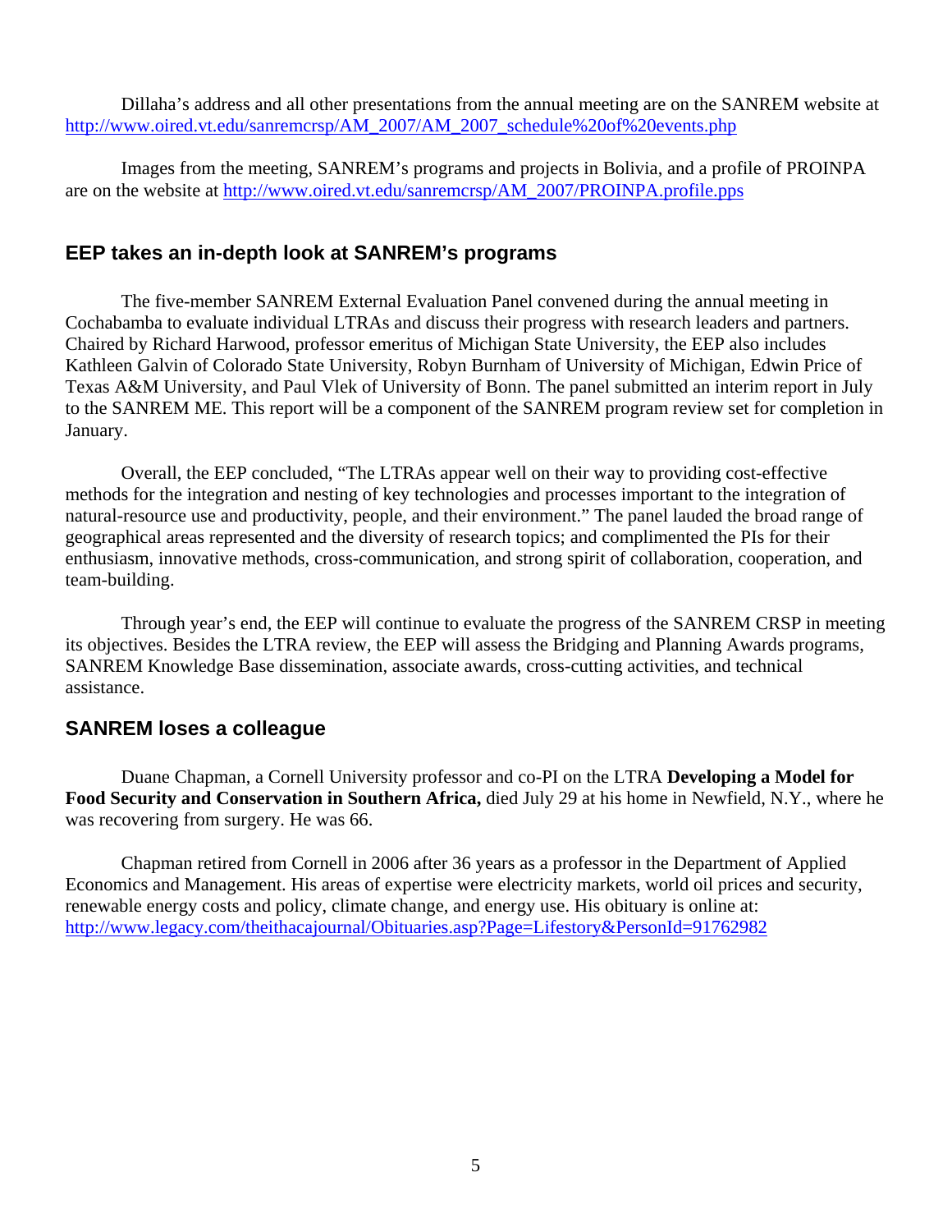Dillaha's address and all other presentations from the annual meeting are on the SANREM website at http://www.oired.vt.edu/sanremcrsp/AM_2007/AM_2007_schedule%20of%20events.php

Images from the meeting, SANREM's programs and projects in Bolivia, and a profile of PROINPA are on the website at http://www.oired.vt.edu/sanremcrsp/AM_2007/PROINPA.profile.pps

## EEP takes an in-depth look at SANREM's programs

The five-member SANREM External Evaluation Panel convened during the annual meeting in Cochabamba to evaluate individual LTRAs and discuss their progress with research leaders and partners. Chaired by Richard Harwood, professor emeritus of Michigan State University, the EEP also includes Kathleen Galvin of Colorado State University, Robyn Burnham of University of Michigan, Edwin Price of Texas A&M University, and Paul Vlek of University of Bonn. The panel submitted an interim report in July to the SANREM ME. This report will be a component of the SANREM program review set for completion in January.

Overall, the EEP concluded, "The LTRAs appear well on their way to providing cost-effective methods for the integration and nesting of key technologies and processes important to the integration of natural-resource use and productivity, people, and their environment." The panel lauded the broad range of geographical areas represented and the diversity of research topics; and complimented the PIs for their enthusiasm, innovative methods, cross-communication, and strong spirit of collaboration, cooperation, and team-building.

Through year's end, the EEP will continue to evaluate the progress of the SANREM CRSP in meeting its objectives. Besides the LTRA review, the EEP will assess the Bridging and Planning Awards programs, SANREM Knowledge Base dissemination, associate awards, cross-cutting activities, and technical assistance.

## SANREM loses a colleague

Duane Chapman, a Cornell University professor and co-PI on the LTRA **Developing a Model for Food Security and Conservation in Southern Africa,** died July 29 at his home in Newfield, N.Y., where he was recovering from surgery. He was 66.

Chapman retired from Cornell in 2006 after 36 years as a professor in the Department of Applied Economics and Management. His areas of expertise were electricity markets, world oil prices and security, renewable energy costs and policy, climate change, and energy use. His obituary is online at: http://www.legacy.com/theithacajournal/Obituaries.asp?Page=Lifestory&PersonId=91762982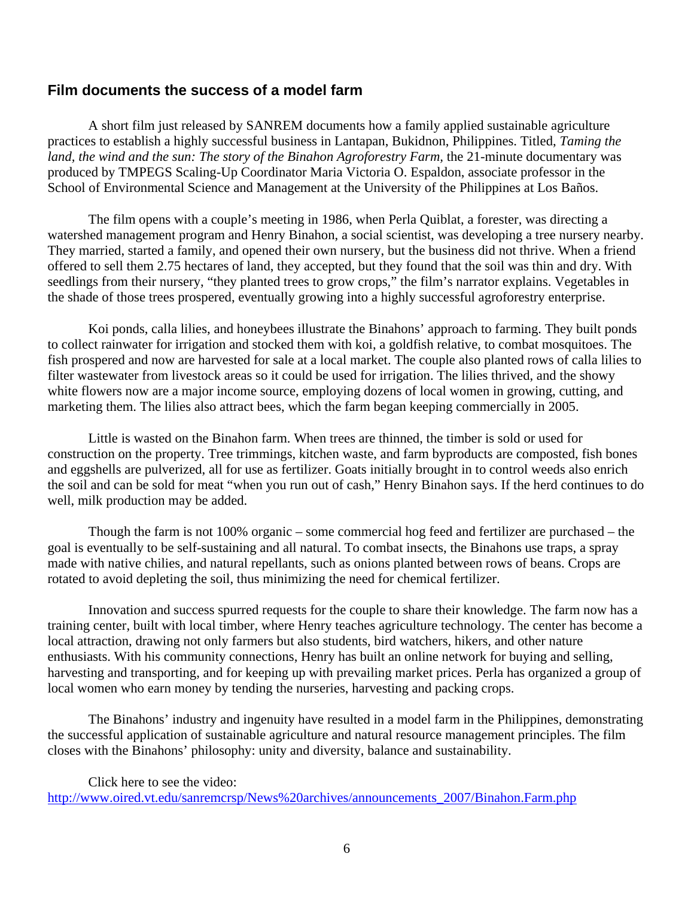## Film documents the success of a model farm

A short film just released by SANREM documents how a family applied sustainable agriculture practices to establish a highly successful business in Lantapan, Bukidnon, Philippines. Titled, *Taming the land, the wind and the sun: The story of the Binahon Agroforestry Farm,* the 21-minute documentary was produced by TMPEGS Scaling-Up Coordinator Maria Victoria O. Espaldon, associate professor in the School of Environmental Science and Management at the University of the Philippines at Los Baños.

The film opens with a couple's meeting in 1986, when Perla Quiblat, a forester, was directing a watershed management program and Henry Binahon, a social scientist, was developing a tree nursery nearby. They married, started a family, and opened their own nursery, but the business did not thrive. When a friend offered to sell them 2.75 hectares of land, they accepted, but they found that the soil was thin and dry. With seedlings from their nursery, "they planted trees to grow crops," the film's narrator explains. Vegetables in the shade of those trees prospered, eventually growing into a highly successful agroforestry enterprise.

Koi ponds, calla lilies, and honeybees illustrate the Binahons' approach to farming. They built ponds to collect rainwater for irrigation and stocked them with koi, a goldfish relative, to combat mosquitoes. The fish prospered and now are harvested for sale at a local market. The couple also planted rows of calla lilies to filter wastewater from livestock areas so it could be used for irrigation. The lilies thrived, and the showy white flowers now are a major income source, employing dozens of local women in growing, cutting, and marketing them. The lilies also attract bees, which the farm began keeping commercially in 2005.

Little is wasted on the Binahon farm. When trees are thinned, the timber is sold or used for construction on the property. Tree trimmings, kitchen waste, and farm byproducts are composted, fish bones and eggshells are pulverized, all for use as fertilizer. Goats initially brought in to control weeds also enrich the soil and can be sold for meat "when you run out of cash," Henry Binahon says. If the herd continues to do well, milk production may be added.

Though the farm is not 100% organic – some commercial hog feed and fertilizer are purchased – the goal is eventually to be self-sustaining and all natural. To combat insects, the Binahons use traps, a spray made with native chilies, and natural repellants, such as onions planted between rows of beans. Crops are rotated to avoid depleting the soil, thus minimizing the need for chemical fertilizer.

Innovation and success spurred requests for the couple to share their knowledge. The farm now has a training center, built with local timber, where Henry teaches agriculture technology. The center has become a local attraction, drawing not only farmers but also students, bird watchers, hikers, and other nature enthusiasts. With his community connections, Henry has built an online network for buying and selling, harvesting and transporting, and for keeping up with prevailing market prices. Perla has organized a group of local women who earn money by tending the nurseries, harvesting and packing crops.

The Binahons' industry and ingenuity have resulted in a model farm in the Philippines, demonstrating the successful application of sustainable agriculture and natural resource management principles. The film closes with the Binahons' philosophy: unity and diversity, balance and sustainability.

Click here to see the video:
http://www.oired.vt.edu/sanremcrsp/News%20archives/announcements_2007/Binahon.Farm.php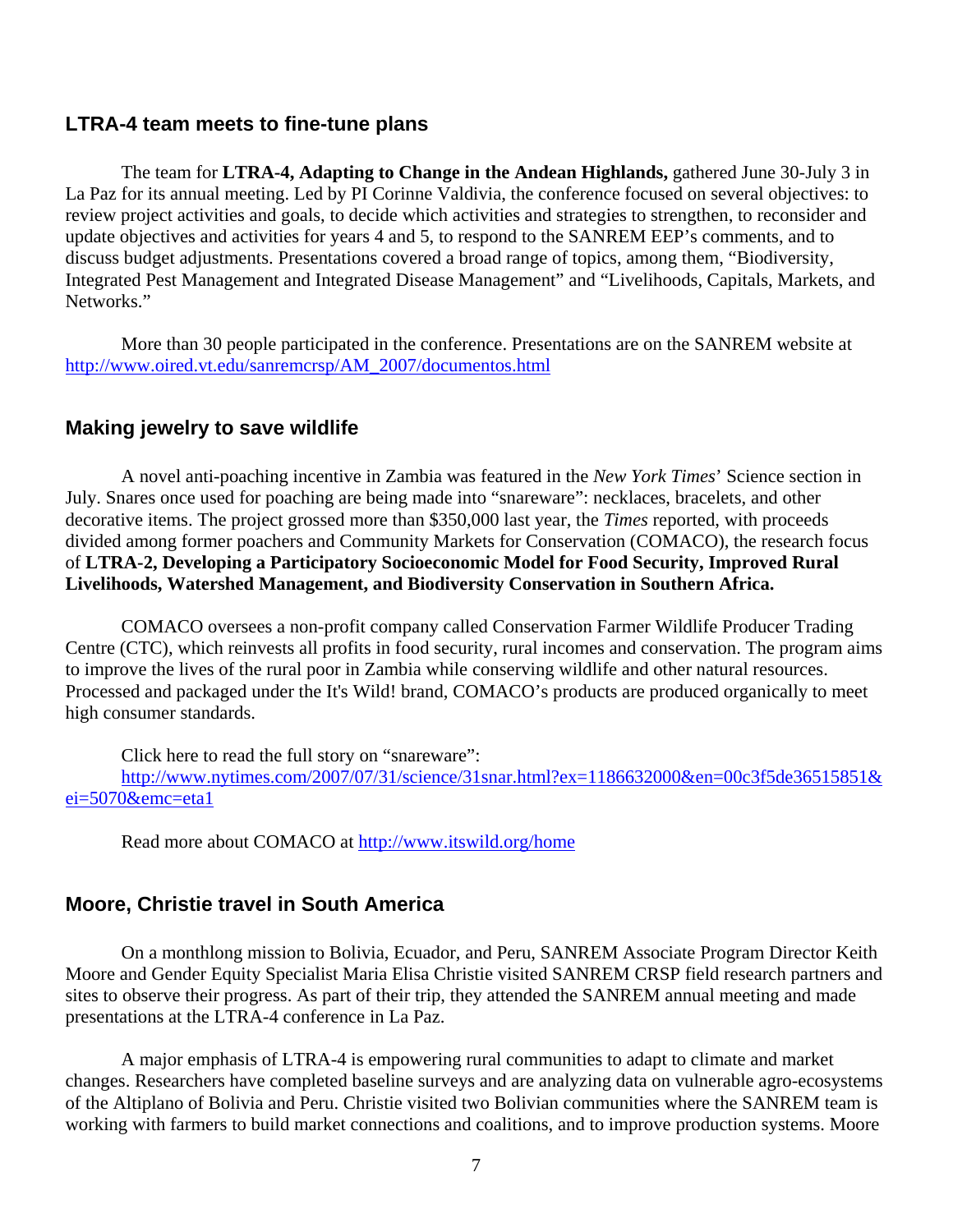## LTRA-4 team meets to fine-tune plans

The team for **LTRA-4, Adapting to Change in the Andean Highlands,** gathered June 30-July 3 in La Paz for its annual meeting. Led by PI Corinne Valdivia, the conference focused on several objectives: to review project activities and goals, to decide which activities and strategies to strengthen, to reconsider and update objectives and activities for years 4 and 5, to respond to the SANREM EEP's comments, and to discuss budget adjustments. Presentations covered a broad range of topics, among them, "Biodiversity, Integrated Pest Management and Integrated Disease Management" and "Livelihoods, Capitals, Markets, and Networks."

More than 30 people participated in the conference. Presentations are on the SANREM website at http://www.oired.vt.edu/sanremcrsp/AM_2007/documentos.html

## Making jewelry to save wildlife

A novel anti-poaching incentive in Zambia was featured in the *New York Times*' Science section in July. Snares once used for poaching are being made into "snareware": necklaces, bracelets, and other decorative items. The project grossed more than $350,000 last year, the *Times* reported, with proceeds divided among former poachers and Community Markets for Conservation (COMACO), the research focus of **LTRA-2, Developing a Participatory Socioeconomic Model for Food Security, Improved Rural Livelihoods, Watershed Management, and Biodiversity Conservation in Southern Africa.**

COMACO oversees a non-profit company called Conservation Farmer Wildlife Producer Trading Centre (CTC), which reinvests all profits in food security, rural incomes and conservation. The program aims to improve the lives of the rural poor in Zambia while conserving wildlife and other natural resources. Processed and packaged under the It's Wild! brand, COMACO's products are produced organically to meet high consumer standards.

Click here to read the full story on "snareware": http://www.nytimes.com/2007/07/31/science/31snar.html?ex=1186632000&en=00c3f5de36515851&ei=5070&emc=eta1

Read more about COMACO at http://www.itswild.org/home

## Moore, Christie travel in South America

On a monthlong mission to Bolivia, Ecuador, and Peru, SANREM Associate Program Director Keith Moore and Gender Equity Specialist Maria Elisa Christie visited SANREM CRSP field research partners and sites to observe their progress. As part of their trip, they attended the SANREM annual meeting and made presentations at the LTRA-4 conference in La Paz.

A major emphasis of LTRA-4 is empowering rural communities to adapt to climate and market changes. Researchers have completed baseline surveys and are analyzing data on vulnerable agro-ecosystems of the Altiplano of Bolivia and Peru. Christie visited two Bolivian communities where the SANREM team is working with farmers to build market connections and coalitions, and to improve production systems. Moore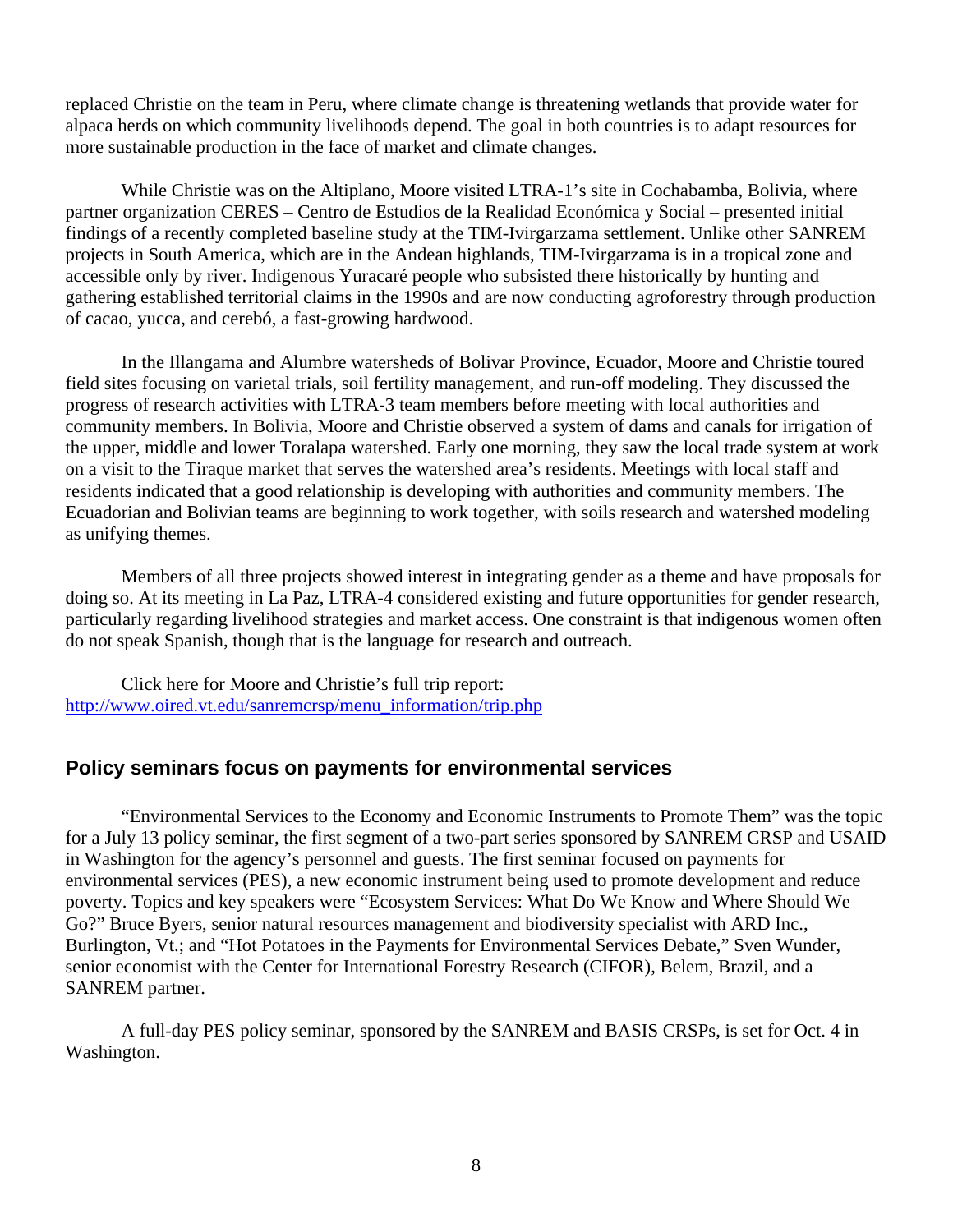replaced Christie on the team in Peru, where climate change is threatening wetlands that provide water for alpaca herds on which community livelihoods depend. The goal in both countries is to adapt resources for more sustainable production in the face of market and climate changes.

While Christie was on the Altiplano, Moore visited LTRA-1's site in Cochabamba, Bolivia, where partner organization CERES – Centro de Estudios de la Realidad Económica y Social – presented initial findings of a recently completed baseline study at the TIM-Ivirgarzama settlement. Unlike other SANREM projects in South America, which are in the Andean highlands, TIM-Ivirgarzama is in a tropical zone and accessible only by river. Indigenous Yuracaré people who subsisted there historically by hunting and gathering established territorial claims in the 1990s and are now conducting agroforestry through production of cacao, yucca, and cerebó, a fast-growing hardwood.

In the Illangama and Alumbre watersheds of Bolivar Province, Ecuador, Moore and Christie toured field sites focusing on varietal trials, soil fertility management, and run-off modeling. They discussed the progress of research activities with LTRA-3 team members before meeting with local authorities and community members. In Bolivia, Moore and Christie observed a system of dams and canals for irrigation of the upper, middle and lower Toralapa watershed. Early one morning, they saw the local trade system at work on a visit to the Tiraque market that serves the watershed area's residents. Meetings with local staff and residents indicated that a good relationship is developing with authorities and community members. The Ecuadorian and Bolivian teams are beginning to work together, with soils research and watershed modeling as unifying themes.

Members of all three projects showed interest in integrating gender as a theme and have proposals for doing so. At its meeting in La Paz, LTRA-4 considered existing and future opportunities for gender research, particularly regarding livelihood strategies and market access. One constraint is that indigenous women often do not speak Spanish, though that is the language for research and outreach.

Click here for Moore and Christie's full trip report:
http://www.oired.vt.edu/sanremcrsp/menu_information/trip.php

## Policy seminars focus on payments for environmental services

"Environmental Services to the Economy and Economic Instruments to Promote Them" was the topic for a July 13 policy seminar, the first segment of a two-part series sponsored by SANREM CRSP and USAID in Washington for the agency's personnel and guests. The first seminar focused on payments for environmental services (PES), a new economic instrument being used to promote development and reduce poverty. Topics and key speakers were "Ecosystem Services: What Do We Know and Where Should We Go?" Bruce Byers, senior natural resources management and biodiversity specialist with ARD Inc., Burlington, Vt.; and "Hot Potatoes in the Payments for Environmental Services Debate," Sven Wunder, senior economist with the Center for International Forestry Research (CIFOR), Belem, Brazil, and a SANREM partner.

A full-day PES policy seminar, sponsored by the SANREM and BASIS CRSPs, is set for Oct. 4 in Washington.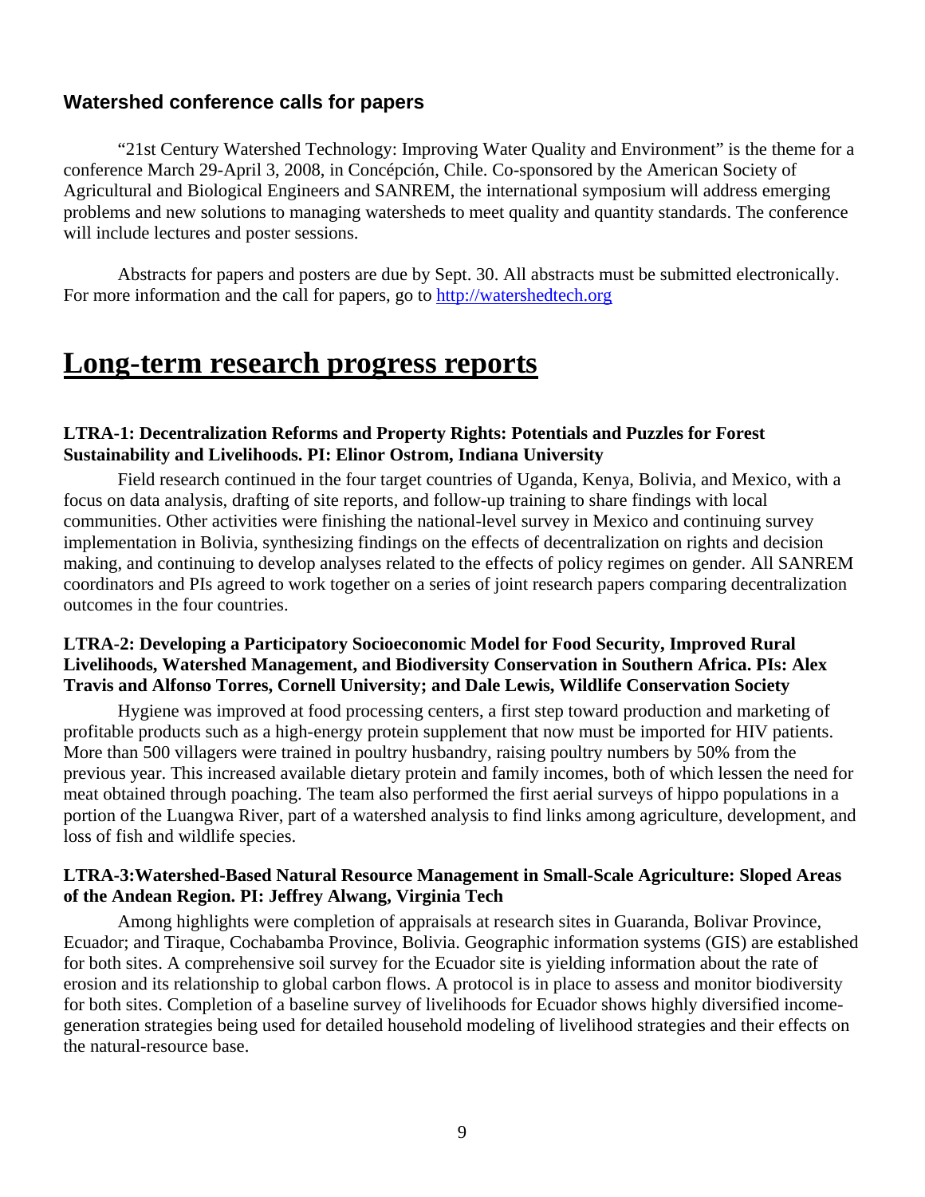### Watershed conference calls for papers

"21st Century Watershed Technology: Improving Water Quality and Environment" is the theme for a conference March 29-April 3, 2008, in Concépción, Chile. Co-sponsored by the American Society of Agricultural and Biological Engineers and SANREM, the international symposium will address emerging problems and new solutions to managing watersheds to meet quality and quantity standards. The conference will include lectures and poster sessions.

Abstracts for papers and posters are due by Sept. 30. All abstracts must be submitted electronically. For more information and the call for papers, go to [http://watershedtech.org](http://watershedtech.org)

# Long-term research progress reports

**LTRA-1: Decentralization Reforms and Property Rights: Potentials and Puzzles for Forest Sustainability and Livelihoods. PI: Elinor Ostrom, Indiana University**

Field research continued in the four target countries of Uganda, Kenya, Bolivia, and Mexico, with a focus on data analysis, drafting of site reports, and follow-up training to share findings with local communities. Other activities were finishing the national-level survey in Mexico and continuing survey implementation in Bolivia, synthesizing findings on the effects of decentralization on rights and decision making, and continuing to develop analyses related to the effects of policy regimes on gender. All SANREM coordinators and PIs agreed to work together on a series of joint research papers comparing decentralization outcomes in the four countries.

**LTRA-2: Developing a Participatory Socioeconomic Model for Food Security, Improved Rural Livelihoods, Watershed Management, and Biodiversity Conservation in Southern Africa. PIs: Alex Travis and Alfonso Torres, Cornell University; and Dale Lewis, Wildlife Conservation Society**

Hygiene was improved at food processing centers, a first step toward production and marketing of profitable products such as a high-energy protein supplement that now must be imported for HIV patients. More than 500 villagers were trained in poultry husbandry, raising poultry numbers by 50% from the previous year. This increased available dietary protein and family incomes, both of which lessen the need for meat obtained through poaching. The team also performed the first aerial surveys of hippo populations in a portion of the Luangwa River, part of a watershed analysis to find links among agriculture, development, and loss of fish and wildlife species.

**LTRA-3:Watershed-Based Natural Resource Management in Small-Scale Agriculture: Sloped Areas of the Andean Region. PI: Jeffrey Alwang, Virginia Tech**

Among highlights were completion of appraisals at research sites in Guaranda, Bolivar Province, Ecuador; and Tiraque, Cochabamba Province, Bolivia. Geographic information systems (GIS) are established for both sites. A comprehensive soil survey for the Ecuador site is yielding information about the rate of erosion and its relationship to global carbon flows. A protocol is in place to assess and monitor biodiversity for both sites. Completion of a baseline survey of livelihoods for Ecuador shows highly diversified income-generation strategies being used for detailed household modeling of livelihood strategies and their effects on the natural-resource base.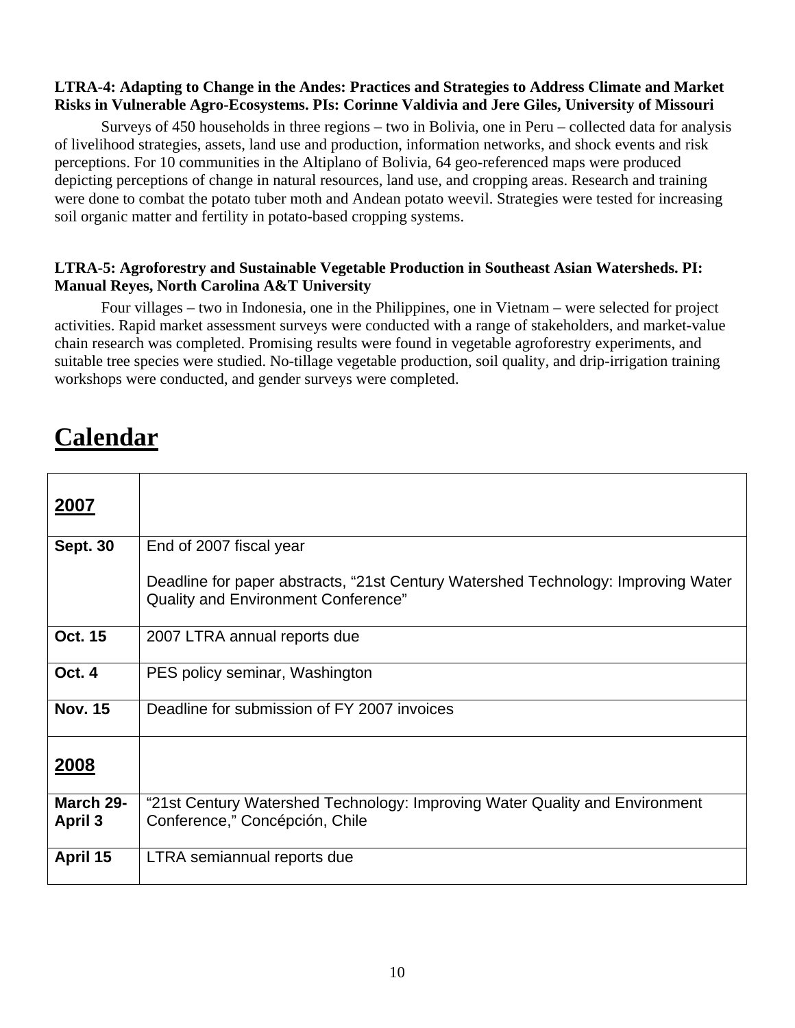**LTRA-4: Adapting to Change in the Andes: Practices and Strategies to Address Climate and Market Risks in Vulnerable Agro-Ecosystems. PIs: Corinne Valdivia and Jere Giles, University of Missouri**

Surveys of 450 households in three regions – two in Bolivia, one in Peru – collected data for analysis of livelihood strategies, assets, land use and production, information networks, and shock events and risk perceptions. For 10 communities in the Altiplano of Bolivia, 64 geo-referenced maps were produced depicting perceptions of change in natural resources, land use, and cropping areas. Research and training were done to combat the potato tuber moth and Andean potato weevil. Strategies were tested for increasing soil organic matter and fertility in potato-based cropping systems.

**LTRA-5: Agroforestry and Sustainable Vegetable Production in Southeast Asian Watersheds. PI: Manual Reyes, North Carolina A&T University**

Four villages – two in Indonesia, one in the Philippines, one in Vietnam – were selected for project activities. Rapid market assessment surveys were conducted with a range of stakeholders, and market-value chain research was completed. Promising results were found in vegetable agroforestry experiments, and suitable tree species were studied. No-tillage vegetable production, soil quality, and drip-irrigation training workshops were conducted, and gender surveys were completed.

# Calendar

| **2007** | |
|---|---|
| **Sept. 30** | End of 2007 fiscal year<br><br>Deadline for paper abstracts, "21st Century Watershed Technology: Improving Water Quality and Environment Conference" |
| **Oct. 15** | 2007 LTRA annual reports due |
| **Oct. 4** | PES policy seminar, Washington |
| **Nov. 15** | Deadline for submission of FY 2007 invoices |
| **2008** | |
| **March 29-April 3** | "21st Century Watershed Technology: Improving Water Quality and Environment Conference," Concépción, Chile |
| **April 15** | LTRA semiannual reports due |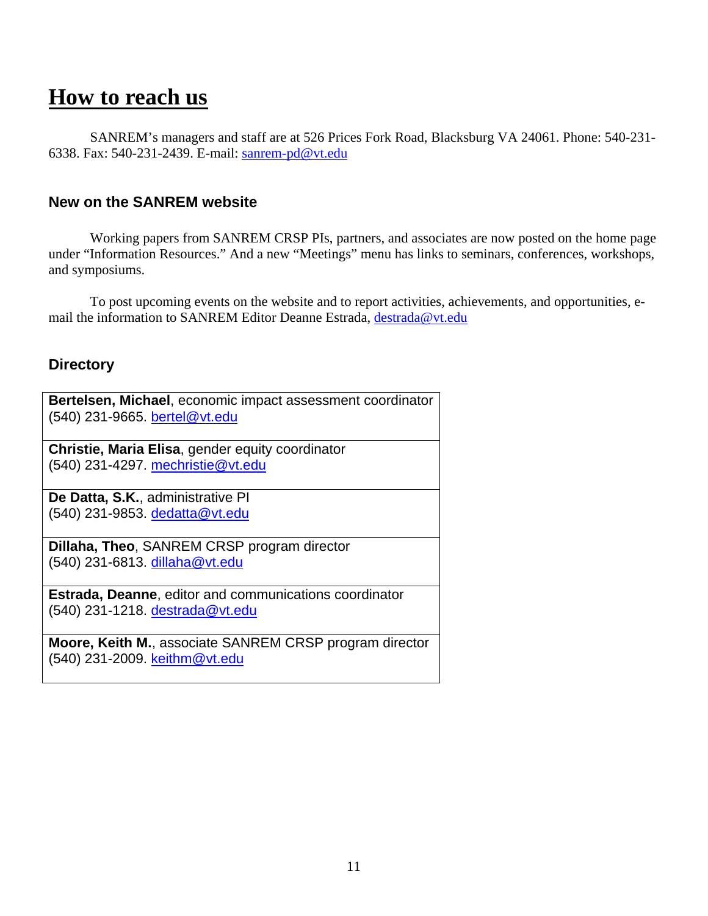# How to reach us

SANREM's managers and staff are at 526 Prices Fork Road, Blacksburg VA 24061. Phone: 540-231-6338. Fax: 540-231-2439. E-mail: sanrem-pd@vt.edu

## New on the SANREM website

Working papers from SANREM CRSP PIs, partners, and associates are now posted on the home page under "Information Resources." And a new "Meetings" menu has links to seminars, conferences, workshops, and symposiums.

To post upcoming events on the website and to report activities, achievements, and opportunities, e-mail the information to SANREM Editor Deanne Estrada, destrada@vt.edu

## Directory

| |
|---|
| **Bertelsen, Michael**, economic impact assessment coordinator<br>(540) 231-9665. bertel@vt.edu |
| **Christie, Maria Elisa**, gender equity coordinator<br>(540) 231-4297. mechristie@vt.edu |
| **De Datta, S.K.**, administrative PI<br>(540) 231-9853. dedatta@vt.edu |
| **Dillaha, Theo**, SANREM CRSP program director<br>(540) 231-6813. dillaha@vt.edu |
| **Estrada, Deanne**, editor and communications coordinator<br>(540) 231-1218. destrada@vt.edu |
| **Moore, Keith M.**, associate SANREM CRSP program director<br>(540) 231-2009. keithm@vt.edu |